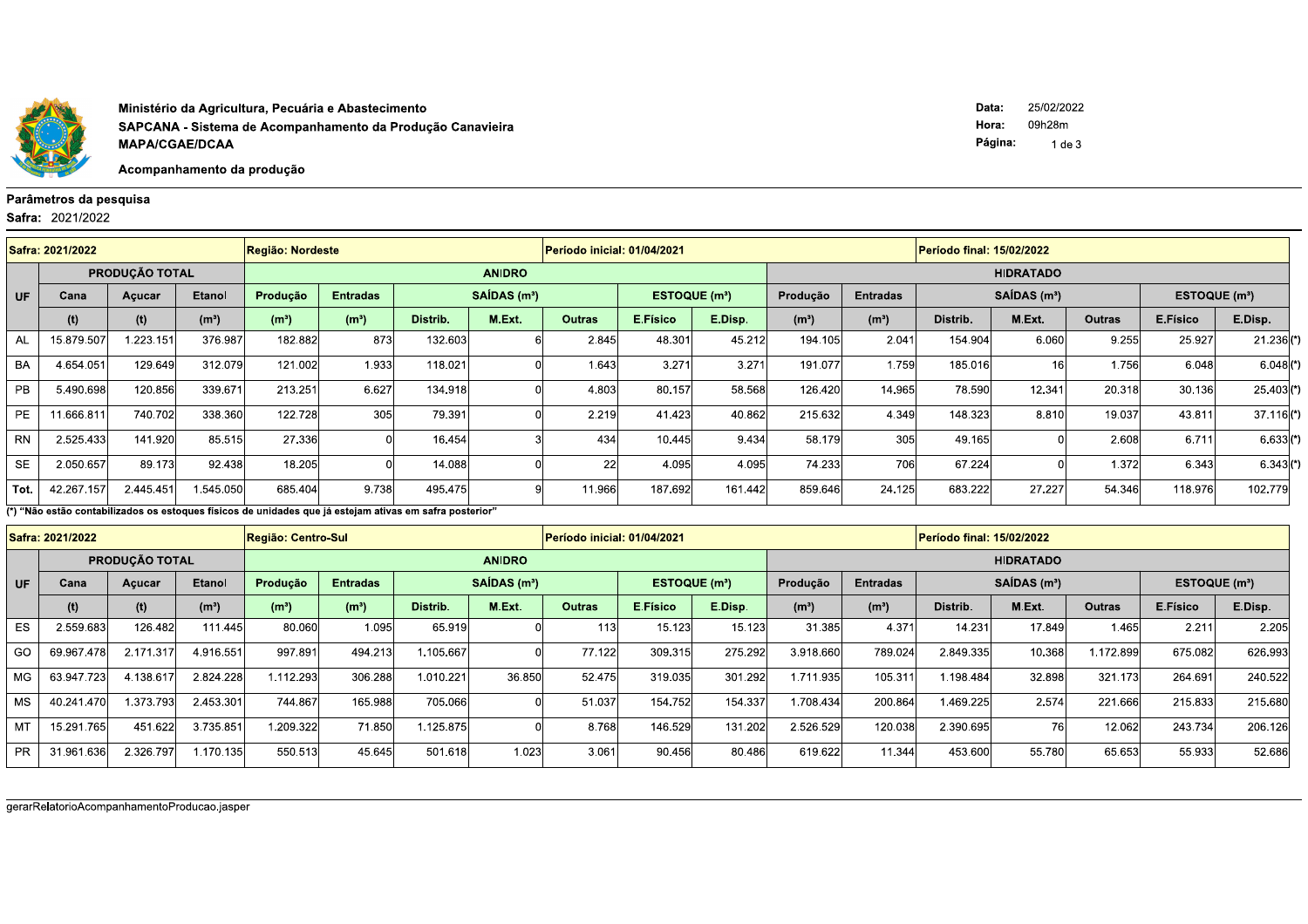Ministério da Agricultura, Pecuária e Abastecimento
SAPCANA - Sistema de Acompanhamento da Produção Canavieira
MAPA/CGAE/DCAA

Data: 25/02/2022
Hora: 09h28m

Acompanhamento da produção

## Parâmetros da pesquisa

**Safra:** 2021/2022

| Safra: 2021/2022 | | | | Região: Nordeste | | | | | Período inicial: 01/04/2021 | | | | | Período final: 15/02/2022 | | | | |
|---|---|---|---|---|---|---|---|---|---|---|---|---|---|---|---|---|---|---|
| UF | PRODUÇÃO TOTAL | | | ANIDRO | | | | | | | HIDRATADO | | | | | | | |
| | Cana | Açucar | Etanol | Produção | Entradas | SAÍDAS (m³) | | | ESTOQUE (m³) | | Produção | Entradas | SAÍDAS (m³) | | | ESTOQUE (m³) | | |
| | (t) | (t) | (m³) | (m³) | (m³) | Distrib. | M.Ext. | Outras | E.Físico | E.Disp. | (m³) | (m³) | Distrib. | M.Ext. | Outras | E.Físico | E.Disp. | |
| AL | 15.879.507 | 1.223.151 | 376.987 | 182.882 | 873 | 132.603 | 6 | 2.845 | 48.301 | 45.212 | 194.105 | 2.041 | 154.904 | 6.060 | 9.255 | 25.927 | 21.236 | (*) |
| BA | 4.654.051 | 129.649 | 312.079 | 121.002 | 1.933 | 118.021 | 0 | 1.643 | 3.271 | 3.271 | 191.077 | 1.759 | 185.016 | 16 | 1.756 | 6.048 | 6.048 | (*) |
| PB | 5.490.698 | 120.856 | 339.671 | 213.251 | 6.627 | 134.918 | 0 | 4.803 | 80.157 | 58.568 | 126.420 | 14.965 | 78.590 | 12.341 | 20.318 | 30.136 | 25.403 | (*) |
| PE | 11.666.811 | 740.702 | 338.360 | 122.728 | 305 | 79.391 | 0 | 2.219 | 41.423 | 40.862 | 215.632 | 4.349 | 148.323 | 8.810 | 19.037 | 43.811 | 37.116 | (*) |
| RN | 2.525.433 | 141.920 | 85.515 | 27.336 | 0 | 16.454 | 3 | 434 | 10.445 | 9.434 | 58.179 | 305 | 49.165 | 0 | 2.608 | 6.711 | 6.633 | (*) |
| SE | 2.050.657 | 89.173 | 92.438 | 18.205 | 0 | 14.088 | 0 | 22 | 4.095 | 4.095 | 74.233 | 706 | 67.224 | 0 | 1.372 | 6.343 | 6.343 | (*) |
| Tot. | 42.267.157 | 2.445.451 | 1.545.050 | 685.404 | 9.738 | 495.475 | 9 | 11.966 | 187.692 | 161.442 | 859.646 | 24.125 | 683.222 | 27.227 | 54.346 | 118.976 | 102.779 | |

(*) "Não estão contabilizados os estoques físicos de unidades que já estejam ativas em safra posterior"

| Safra: 2021/2022 | | | | Região: Centro-Sul | | | | | Período inicial: 01/04/2021 | | | | | Período final: 15/02/2022 | | | |
|---|---|---|---|---|---|---|---|---|---|---|---|---|---|---|---|---|---|
| UF | PRODUÇÃO TOTAL | | | ANIDRO | | | | | | | HIDRATADO | | | | | | |
| | Cana | Açucar | Etanol | Produção | Entradas | SAÍDAS (m³) | | | ESTOQUE (m³) | | Produção | Entradas | SAÍDAS (m³) | | | ESTOQUE (m³) | |
| | (t) | (t) | (m³) | (m³) | (m³) | Distrib. | M.Ext. | Outras | E.Físico | E.Disp. | (m³) | (m³) | Distrib. | M.Ext. | Outras | E.Físico | E.Disp. |
| ES | 2.559.683 | 126.482 | 111.445 | 80.060 | 1.095 | 65.919 | 0 | 113 | 15.123 | 15.123 | 31.385 | 4.371 | 14.231 | 17.849 | 1.465 | 2.211 | 2.205 |
| GO | 69.967.478 | 2.171.317 | 4.916.551 | 997.891 | 494.213 | 1.105.667 | 0 | 77.122 | 309.315 | 275.292 | 3.918.660 | 789.024 | 2.849.335 | 10.368 | 1.172.899 | 675.082 | 626.993 |
| MG | 63.947.723 | 4.138.617 | 2.824.228 | 1.112.293 | 306.288 | 1.010.221 | 36.850 | 52.475 | 319.035 | 301.292 | 1.711.935 | 105.311 | 1.198.484 | 32.898 | 321.173 | 264.691 | 240.522 |
| MS | 40.241.470 | 1.373.793 | 2.453.301 | 744.867 | 165.988 | 705.066 | 0 | 51.037 | 154.752 | 154.337 | 1.708.434 | 200.864 | 1.469.225 | 2.574 | 221.666 | 215.833 | 215.680 |
| MT | 15.291.765 | 451.622 | 3.735.851 | 1.209.322 | 71.850 | 1.125.875 | 0 | 8.768 | 146.529 | 131.202 | 2.526.529 | 120.038 | 2.390.695 | 76 | 12.062 | 243.734 | 206.126 |
| PR | 31.961.636 | 2.326.797 | 1.170.135 | 550.513 | 45.645 | 501.618 | 1.023 | 3.061 | 90.456 | 80.486 | 619.622 | 11.344 | 453.600 | 55.780 | 65.653 | 55.933 | 52.686 |

gerarRelatorioAcompanhamentoProducao.jasper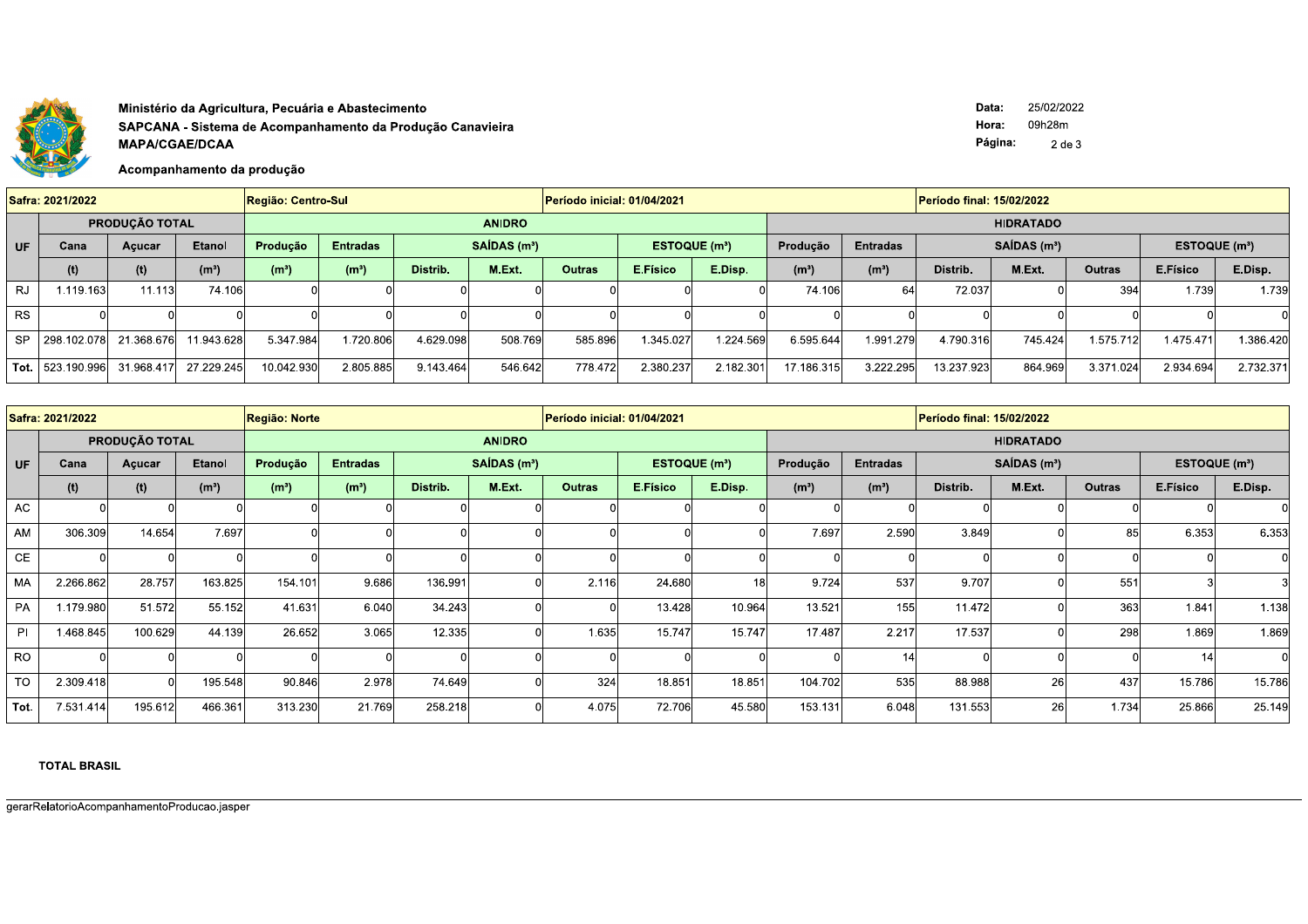Ministério da Agricultura, Pecuária e Abastecimento
SAPCANA - Sistema de Acompanhamento da Produção Canavieira
MAPA/CGAE/DCAA

Acompanhamento da produção

Data: 25/02/2022
Hora: 09h28m

| Safra: 2021/2022 | | | | Região: Centro-Sul | | | | Período inicial: 01/04/2021 | | | | | Período final: 15/02/2022 | | | | | |
|---|---|---|---|---|---|---|---|---|---|---|---|---|---|---|---|---|---|---|
| UF | PRODUÇÃO TOTAL | | | ANIDRO | | | | | | | HIDRATADO | | | | | | | |
| | Cana | Açucar | Etanol | Produção | Entradas | SAÍDAS (m³) | | | ESTOQUE (m³) | | Produção | Entradas | SAÍDAS (m³) | | | ESTOQUE (m³) | | |
| | (t) | (t) | (m³) | (m³) | (m³) | Distrib. | M.Ext. | Outras | E.Físico | E.Disp. | (m³) | (m³) | Distrib. | M.Ext. | Outras | E.Físico | E.Disp. | |
| RJ | 1.119.163 | 11.113 | 74.106 | 0 | 0 | 0 | 0 | 0 | 0 | 0 | 74.106 | 64 | 72.037 | 0 | 394 | 1.739 | 1.739 | |
| RS | 0 | 0 | 0 | 0 | 0 | 0 | 0 | 0 | 0 | 0 | 0 | 0 | 0 | 0 | 0 | 0 | 0 | |
| SP | 298.102.078 | 21.368.676 | 11.943.628 | 5.347.984 | 1.720.806 | 4.629.098 | 508.769 | 585.896 | 1.345.027 | 1.224.569 | 6.595.644 | 1.991.279 | 4.790.316 | 745.424 | 1.575.712 | 1.475.471 | 1.386.420 | |
| Tot. | 523.190.996 | 31.968.417 | 27.229.245 | 10.042.930 | 2.805.885 | 9.143.464 | 546.642 | 778.472 | 2.380.237 | 2.182.301 | 17.186.315 | 3.222.295 | 13.237.923 | 864.969 | 3.371.024 | 2.934.694 | 2.732.371 | |

| Safra: 2021/2022 | | | | Região: Norte | | | | Período inicial: 01/04/2021 | | | | | Período final: 15/02/2022 | | | | | |
|---|---|---|---|---|---|---|---|---|---|---|---|---|---|---|---|---|---|---|
| UF | PRODUÇÃO TOTAL | | | ANIDRO | | | | | | | HIDRATADO | | | | | | | |
| | Cana | Açucar | Etanol | Produção | Entradas | SAÍDAS (m³) | | | ESTOQUE (m³) | | Produção | Entradas | SAÍDAS (m³) | | | ESTOQUE (m³) | | |
| | (t) | (t) | (m³) | (m³) | (m³) | Distrib. | M.Ext. | Outras | E.Físico | E.Disp. | (m³) | (m³) | Distrib. | M.Ext. | Outras | E.Físico | E.Disp. | |
| AC | 0 | 0 | 0 | 0 | 0 | 0 | 0 | 0 | 0 | 0 | 0 | 0 | 0 | 0 | 0 | 0 | 0 | |
| AM | 306.309 | 14.654 | 7.697 | 0 | 0 | 0 | 0 | 0 | 0 | 0 | 7.697 | 2.590 | 3.849 | 0 | 85 | 6.353 | 6.353 | |
| CE | 0 | 0 | 0 | 0 | 0 | 0 | 0 | 0 | 0 | 0 | 0 | 0 | 0 | 0 | 0 | 0 | 0 | |
| MA | 2.266.862 | 28.757 | 163.825 | 154.101 | 9.686 | 136.991 | 0 | 2.116 | 24.680 | 18 | 9.724 | 537 | 9.707 | 0 | 551 | 3 | 3 | |
| PA | 1.179.980 | 51.572 | 55.152 | 41.631 | 6.040 | 34.243 | 0 | 0 | 13.428 | 10.964 | 13.521 | 155 | 11.472 | 0 | 363 | 1.841 | 1.138 | |
| PI | 1.468.845 | 100.629 | 44.139 | 26.652 | 3.065 | 12.335 | 0 | 1.635 | 15.747 | 15.747 | 17.487 | 2.217 | 17.537 | 0 | 298 | 1.869 | 1.869 | |
| RO | 0 | 0 | 0 | 0 | 0 | 0 | 0 | 0 | 0 | 0 | 0 | 14 | 0 | 0 | 0 | 14 | 0 | |
| TO | 2.309.418 | 0 | 195.548 | 90.846 | 2.978 | 74.649 | 0 | 324 | 18.851 | 18.851 | 104.702 | 535 | 88.988 | 26 | 437 | 15.786 | 15.786 | |
| Tot. | 7.531.414 | 195.612 | 466.361 | 313.230 | 21.769 | 258.218 | 0 | 4.075 | 72.706 | 45.580 | 153.131 | 6.048 | 131.553 | 26 | 1.734 | 25.866 | 25.149 | |

**TOTAL BRASIL**

gerarRelatorioAcompanhamentoProducao.jasper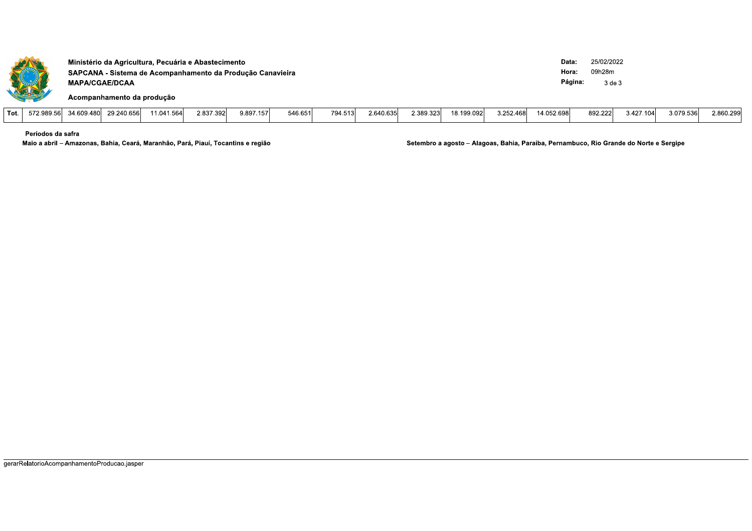Ministério da Agricultura, Pecuária e Abastecimento
SAPCANA - Sistema de Acompanhamento da Produção Canavieira
MAPA/CGAE/DCAA

Data: 25/02/2022
Hora: 09h28m

Acompanhamento da produção

| | | | | | | | | | | | | | | | | | |
|---|---|---|---|---|---|---|---|---|---|---|---|---|---|---|---|---|---|
| Tot. | 572.989.56 | 34.609.480 | 29.240.656 | 11.041.564 | 2.837.392 | 9.897.157 | 546.651 | 794.513 | 2.640.635 | 2.389.323 | 18.199.092 | 3.252.468 | 14.052.698 | 892.222 | 3.427.104 | 3.079.536 | 2.860.299 |

**Períodos da safra**

**Maio a abril – Amazonas, Bahia, Ceará, Maranhão, Pará, Piauí, Tocantins e região**

**Setembro a agosto – Alagoas, Bahia, Paraíba, Pernambuco, Rio Grande do Norte e Sergipe**

gerarRelatorioAcompanhamentoProducao.jasper